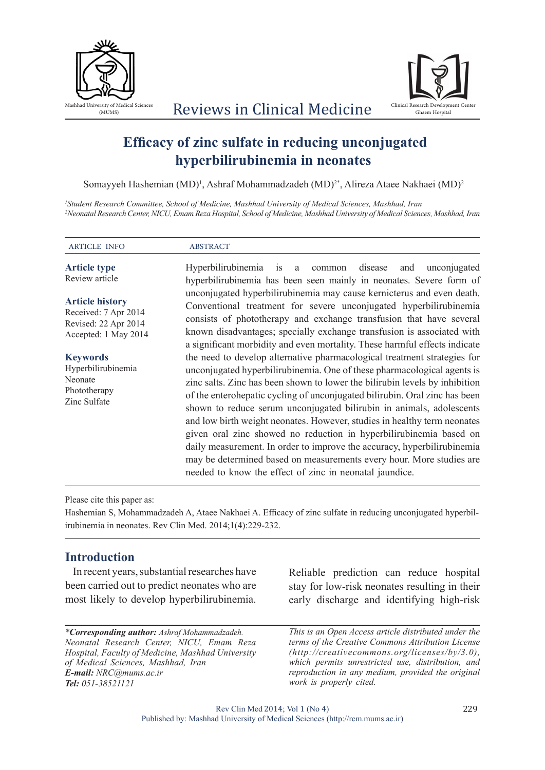# Efficacy of zinc sulfate in reducing unconjugated hyperbilirubinemia in neonates

Somayyeh Hashemian (MD)[1], Ashraf Mohammadzadeh (MD)[2*], Alireza Ataee Nakhaei (MD)[2]

*[1]Student Research Committee, School of Medicine, Mashhad University of Medical Sciences, Mashhad, Iran*
*[2]Neonatal Research Center, NICU, Emam Reza Hospital, School of Medicine, Mashhad University of Medical Sciences, Mashhad, Iran*

**ARTICLE INFO**

**Article type**
Review article

**Article history**
Received: 7 Apr 2014
Revised: 22 Apr 2014
Accepted: 1 May 2014

**Keywords**
Hyperbilirubinemia
Neonate
Phototherapy
Zinc Sulfate

**ABSTRACT**

Hyperbilirubinemia is a common disease and unconjugated hyperbilirubinemia has been seen mainly in neonates. Severe form of unconjugated hyperbilirubinemia may cause kernicterus and even death. Conventional treatment for severe unconjugated hyperbilirubinemia consists of phototherapy and exchange transfusion that have several known disadvantages; specially exchange transfusion is associated with a significant morbidity and even mortality. These harmful effects indicate the need to develop alternative pharmacological treatment strategies for unconjugated hyperbilirubinemia. One of these pharmacological agents is zinc salts. Zinc has been shown to lower the bilirubin levels by inhibition of the enterohepatic cycling of unconjugated bilirubin. Oral zinc has been shown to reduce serum unconjugated bilirubin in animals, adolescents and low birth weight neonates. However, studies in healthy term neonates given oral zinc showed no reduction in hyperbilirubinemia based on daily measurement. In order to improve the accuracy, hyperbilirubinemia may be determined based on measurements every hour. More studies are needed to know the effect of zinc in neonatal jaundice.

Please cite this paper as:
Hashemian S, Mohammadzadeh A, Ataee Nakhaei A. Efficacy of zinc sulfate in reducing unconjugated hyperbilirubinemia in neonates. Rev Clin Med. 2014;1(4):229-232.

## Introduction

In recent years, substantial researches have been carried out to predict neonates who are most likely to develop hyperbilirubinemia. Reliable prediction can reduce hospital stay for low-risk neonates resulting in their early discharge and identifying high-risk

***Corresponding author:** *Ashraf Mohammadzadeh. Neonatal Research Center, NICU, Emam Reza Hospital, Faculty of Medicine, Mashhad University of Medical Sciences, Mashhad, Iran*
***E-mail:*** *NRC@mums.ac.ir*
***Tel:*** *051-38521121*

*This is an Open Access article distributed under the terms of the Creative Commons Attribution License (http://creativecommons.org/licenses/by/3.0), which permits unrestricted use, distribution, and reproduction in any medium, provided the original work is properly cited.*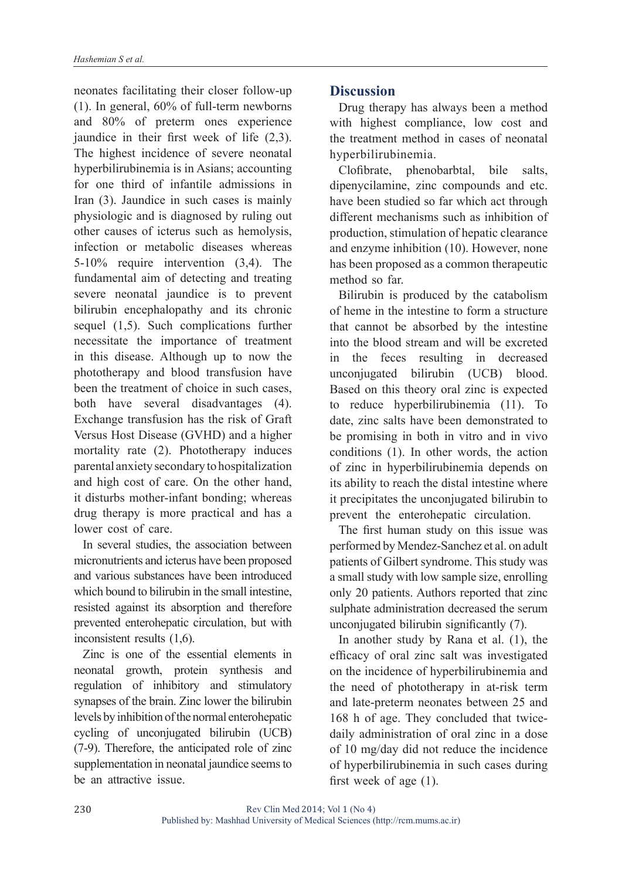neonates facilitating their closer follow-up (1). In general, 60% of full-term newborns and 80% of preterm ones experience jaundice in their first week of life (2,3). The highest incidence of severe neonatal hyperbilirubinemia is in Asians; accounting for one third of infantile admissions in Iran (3). Jaundice in such cases is mainly physiologic and is diagnosed by ruling out other causes of icterus such as hemolysis, infection or metabolic diseases whereas 5-10% require intervention (3,4). The fundamental aim of detecting and treating severe neonatal jaundice is to prevent bilirubin encephalopathy and its chronic sequel (1,5). Such complications further necessitate the importance of treatment in this disease. Although up to now the phototherapy and blood transfusion have been the treatment of choice in such cases, both have several disadvantages (4). Exchange transfusion has the risk of Graft Versus Host Disease (GVHD) and a higher mortality rate (2). Phototherapy induces parental anxiety secondary to hospitalization and high cost of care. On the other hand, it disturbs mother-infant bonding; whereas drug therapy is more practical and has a lower cost of care.

In several studies, the association between micronutrients and icterus have been proposed and various substances have been introduced which bound to bilirubin in the small intestine, resisted against its absorption and therefore prevented enterohepatic circulation, but with inconsistent results (1,6).

Zinc is one of the essential elements in neonatal growth, protein synthesis and regulation of inhibitory and stimulatory synapses of the brain. Zinc lower the bilirubin levels by inhibition of the normal enterohepatic cycling of unconjugated bilirubin (UCB) (7-9). Therefore, the anticipated role of zinc supplementation in neonatal jaundice seems to be an attractive issue.

## Discussion

Drug therapy has always been a method with highest compliance, low cost and the treatment method in cases of neonatal hyperbilirubinemia.

Clofibrate, phenobarbtal, bile salts, dipenycilamine, zinc compounds and etc. have been studied so far which act through different mechanisms such as inhibition of production, stimulation of hepatic clearance and enzyme inhibition (10). However, none has been proposed as a common therapeutic method so far.

Bilirubin is produced by the catabolism of heme in the intestine to form a structure that cannot be absorbed by the intestine into the blood stream and will be excreted in the feces resulting in decreased unconjugated bilirubin (UCB) blood. Based on this theory oral zinc is expected to reduce hyperbilirubinemia (11). To date, zinc salts have been demonstrated to be promising in both in vitro and in vivo conditions (1). In other words, the action of zinc in hyperbilirubinemia depends on its ability to reach the distal intestine where it precipitates the unconjugated bilirubin to prevent the enterohepatic circulation.

The first human study on this issue was performed by Mendez-Sanchez et al. on adult patients of Gilbert syndrome. This study was a small study with low sample size, enrolling only 20 patients. Authors reported that zinc sulphate administration decreased the serum unconjugated bilirubin significantly (7).

In another study by Rana et al. (1), the efficacy of oral zinc salt was investigated on the incidence of hyperbilirubinemia and the need of phototherapy in at-risk term and late-preterm neonates between 25 and 168 h of age. They concluded that twice-daily administration of oral zinc in a dose of 10 mg/day did not reduce the incidence of hyperbilirubinemia in such cases during first week of age (1).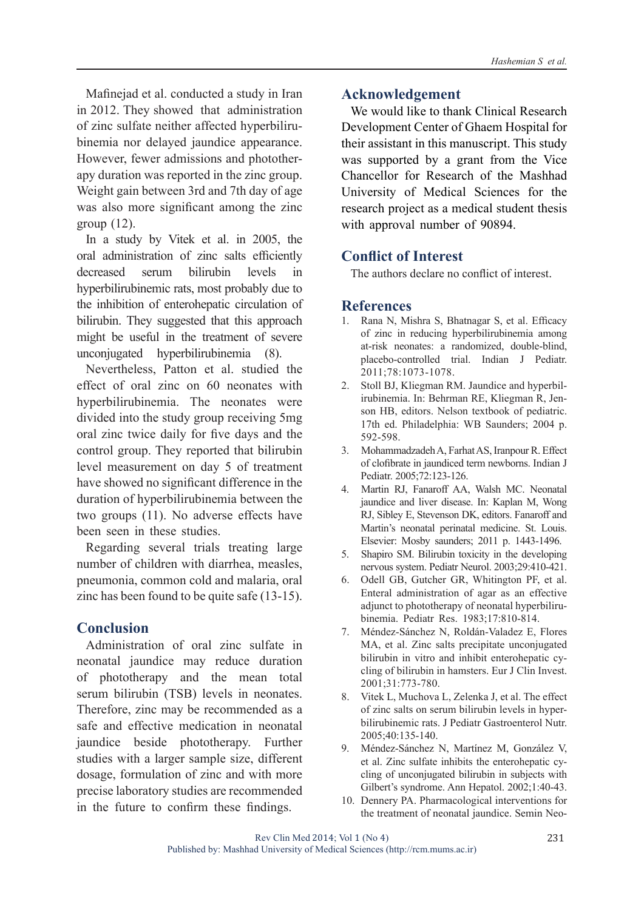Mafinejad et al. conducted a study in Iran in 2012. They showed that administration of zinc sulfate neither affected hyperbilirubinemia nor delayed jaundice appearance. However, fewer admissions and phototherapy duration was reported in the zinc group. Weight gain between 3rd and 7th day of age was also more significant among the zinc group (12).

In a study by Vitek et al. in 2005, the oral administration of zinc salts efficiently decreased serum bilirubin levels in hyperbilirubinemic rats, most probably due to the inhibition of enterohepatic circulation of bilirubin. They suggested that this approach might be useful in the treatment of severe unconjugated hyperbilirubinemia (8).

Nevertheless, Patton et al. studied the effect of oral zinc on 60 neonates with hyperbilirubinemia. The neonates were divided into the study group receiving 5mg oral zinc twice daily for five days and the control group. They reported that bilirubin level measurement on day 5 of treatment have showed no significant difference in the duration of hyperbilirubinemia between the two groups (11). No adverse effects have been seen in these studies.

Regarding several trials treating large number of children with diarrhea, measles, pneumonia, common cold and malaria, oral zinc has been found to be quite safe (13-15).

## Conclusion

Administration of oral zinc sulfate in neonatal jaundice may reduce duration of phototherapy and the mean total serum bilirubin (TSB) levels in neonates. Therefore, zinc may be recommended as a safe and effective medication in neonatal jaundice beside phototherapy. Further studies with a larger sample size, different dosage, formulation of zinc and with more precise laboratory studies are recommended in the future to confirm these findings.

## Acknowledgement

We would like to thank Clinical Research Development Center of Ghaem Hospital for their assistant in this manuscript. This study was supported by a grant from the Vice Chancellor for Research of the Mashhad University of Medical Sciences for the research project as a medical student thesis with approval number of 90894.

## Conflict of Interest

The authors declare no conflict of interest.

## References

1. Rana N, Mishra S, Bhatnagar S, et al. Efficacy of zinc in reducing hyperbilirubinemia among at-risk neonates: a randomized, double-blind, placebo-controlled trial. Indian J Pediatr. 2011;78:1073-1078.
2. Stoll BJ, Kliegman RM. Jaundice and hyperbilirubinemia. In: Behrman RE, Kliegman R, Jenson HB, editors. Nelson textbook of pediatric. 17th ed. Philadelphia: WB Saunders; 2004 p. 592-598.
3. Mohammadzadeh A, Farhat AS, Iranpour R. Effect of clofibrate in jaundiced term newborns. Indian J Pediatr. 2005;72:123-126.
4. Martin RJ, Fanaroff AA, Walsh MC. Neonatal jaundice and liver disease. In: Kaplan M, Wong RJ, Sibley E, Stevenson DK, editors. Fanaroff and Martin's neonatal perinatal medicine. St. Louis. Elsevier: Mosby saunders; 2011 p. 1443-1496.
5. Shapiro SM. Bilirubin toxicity in the developing nervous system. Pediatr Neurol. 2003;29:410-421.
6. Odell GB, Gutcher GR, Whitington PF, et al. Enteral administration of agar as an effective adjunct to phototherapy of neonatal hyperbilirubinemia. Pediatr Res. 1983;17:810-814.
7. Méndez-Sánchez N, Roldán-Valadez E, Flores MA, et al. Zinc salts precipitate unconjugated bilirubin in vitro and inhibit enterohepatic cycling of bilirubin in hamsters. Eur J Clin Invest. 2001;31:773-780.
8. Vitek L, Muchova L, Zelenka J, et al. The effect of zinc salts on serum bilirubin levels in hyperbilirubinemic rats. J Pediatr Gastroenterol Nutr. 2005;40:135-140.
9. Méndez-Sánchez N, Martínez M, González V, et al. Zinc sulfate inhibits the enterohepatic cycling of unconjugated bilirubin in subjects with Gilbert's syndrome. Ann Hepatol. 2002;1:40-43.
10. Dennery PA. Pharmacological interventions for the treatment of neonatal jaundice. Semin Neo-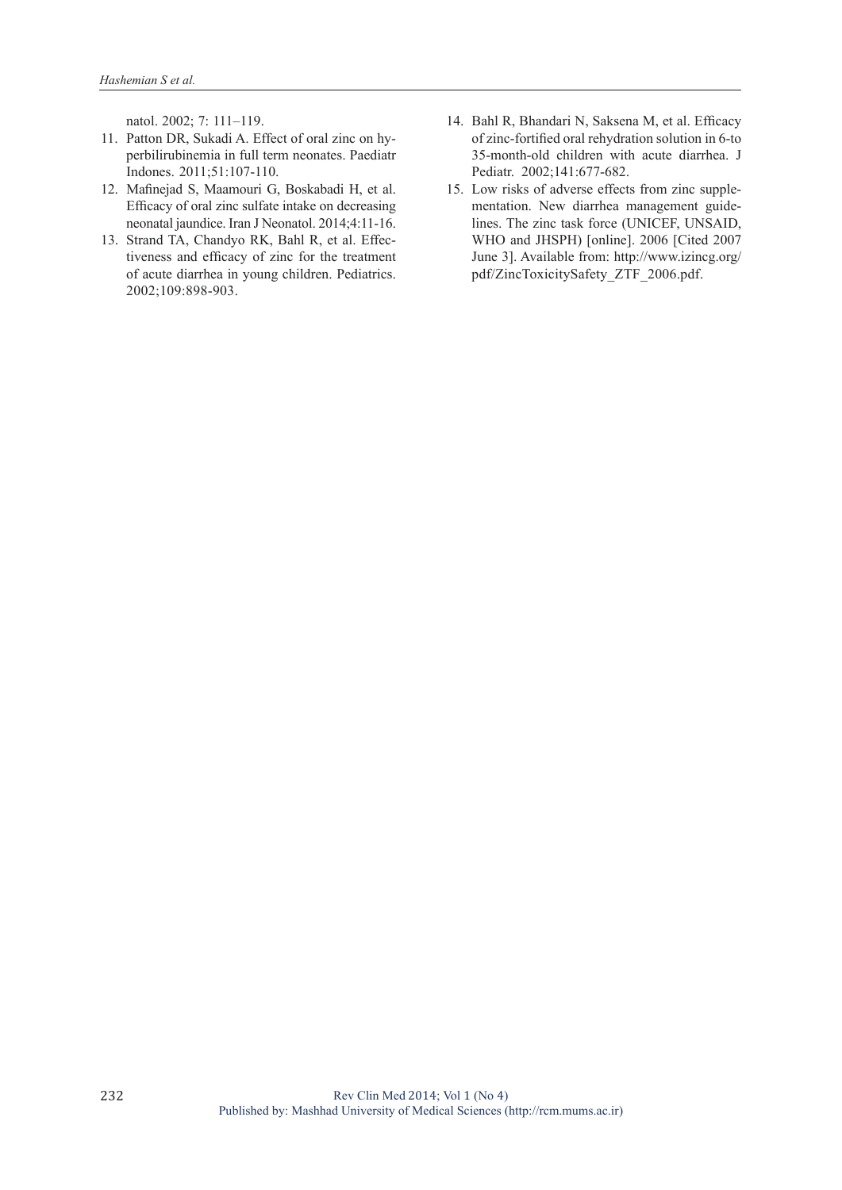natol. 2002; 7: 111–119.

11. Patton DR, Sukadi A. Effect of oral zinc on hyperbilirubinemia in full term neonates. Paediatr Indones. 2011;51:107-110.
12. Mafinejad S, Maamouri G, Boskabadi H, et al. Efficacy of oral zinc sulfate intake on decreasing neonatal jaundice. Iran J Neonatol. 2014;4:11-16.
13. Strand TA, Chandyo RK, Bahl R, et al. Effectiveness and efficacy of zinc for the treatment of acute diarrhea in young children. Pediatrics. 2002;109:898-903.
14. Bahl R, Bhandari N, Saksena M, et al. Efficacy of zinc-fortified oral rehydration solution in 6-to 35-month-old children with acute diarrhea. J Pediatr. 2002;141:677-682.
15. Low risks of adverse effects from zinc supplementation. New diarrhea management guidelines. The zinc task force (UNICEF, UNSAID, WHO and JHSPH) [online]. 2006 [Cited 2007 June 3]. Available from: http://www.izincg.org/pdf/ZincToxicitySafety_ZTF_2006.pdf.